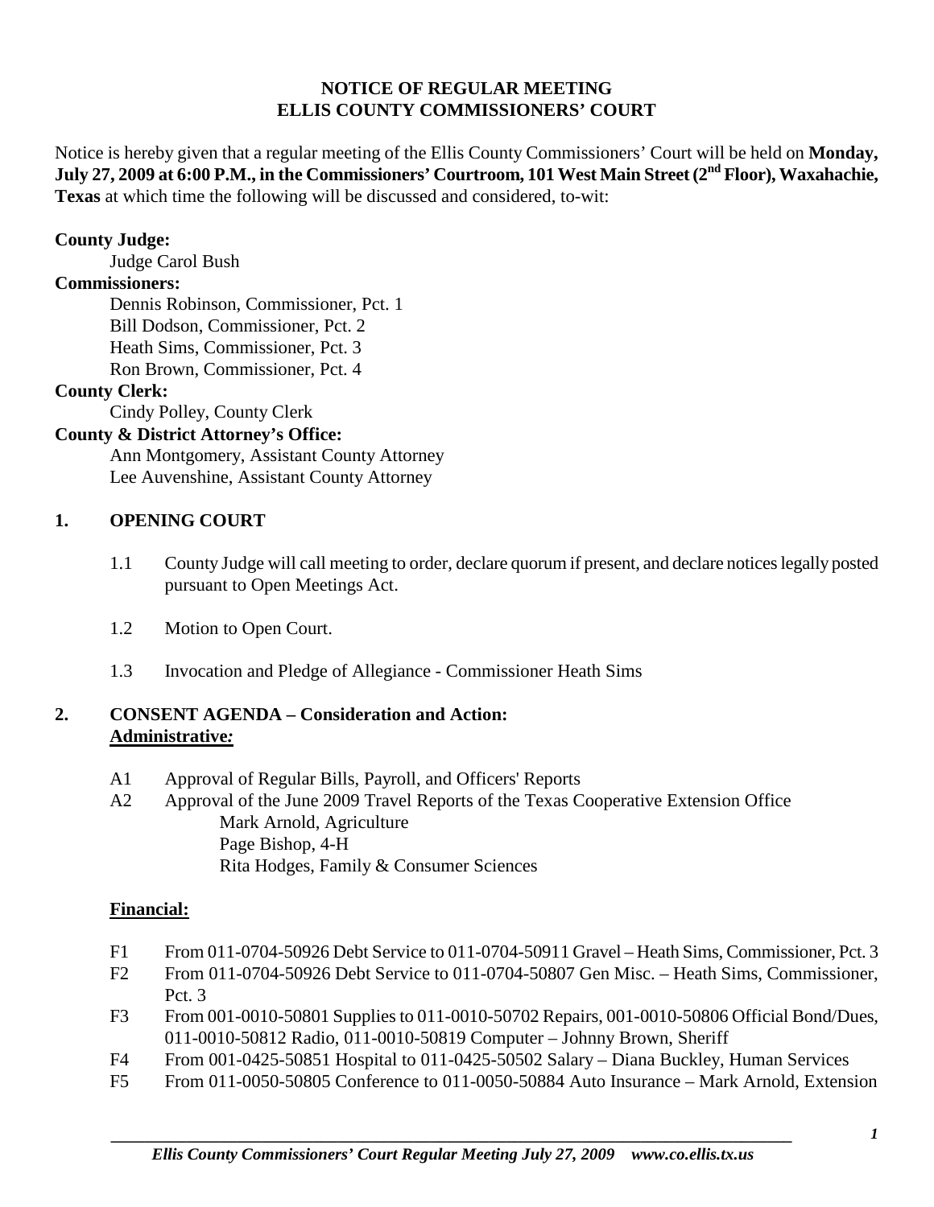# NOTICE OF REGULAR MEETING
# ELLIS COUNTY COMMISSIONERS' COURT

Notice is hereby given that a regular meeting of the Ellis County Commissioners' Court will be held on **Monday, July 27, 2009 at 6:00 P.M., in the Commissioners' Courtroom, 101 West Main Street (2nd Floor), Waxahachie, Texas** at which time the following will be discussed and considered, to-wit:

**County Judge:**
Judge Carol Bush

**Commissioners:**
Dennis Robinson, Commissioner, Pct. 1
Bill Dodson, Commissioner, Pct. 2
Heath Sims, Commissioner, Pct. 3
Ron Brown, Commissioner, Pct. 4

**County Clerk:**
Cindy Polley, County Clerk

**County & District Attorney's Office:**
Ann Montgomery, Assistant County Attorney
Lee Auvenshine, Assistant County Attorney

## 1. OPENING COURT

1.1 County Judge will call meeting to order, declare quorum if present, and declare notices legally posted pursuant to Open Meetings Act.

1.2 Motion to Open Court.

1.3 Invocation and Pledge of Allegiance - Commissioner Heath Sims

## 2. CONSENT AGENDA – Consideration and Action:

**Administrative*:***

A1 Approval of Regular Bills, Payroll, and Officers' Reports

A2 Approval of the June 2009 Travel Reports of the Texas Cooperative Extension Office
Mark Arnold, Agriculture
Page Bishop, 4-H
Rita Hodges, Family & Consumer Sciences

**Financial:**

F1 From 011-0704-50926 Debt Service to 011-0704-50911 Gravel – Heath Sims, Commissioner, Pct. 3

F2 From 011-0704-50926 Debt Service to 011-0704-50807 Gen Misc. – Heath Sims, Commissioner, Pct. 3

F3 From 001-0010-50801 Supplies to 011-0010-50702 Repairs, 001-0010-50806 Official Bond/Dues, 011-0010-50812 Radio, 011-0010-50819 Computer – Johnny Brown, Sheriff

F4 From 001-0425-50851 Hospital to 011-0425-50502 Salary – Diana Buckley, Human Services

F5 From 011-0050-50805 Conference to 011-0050-50884 Auto Insurance – Mark Arnold, Extension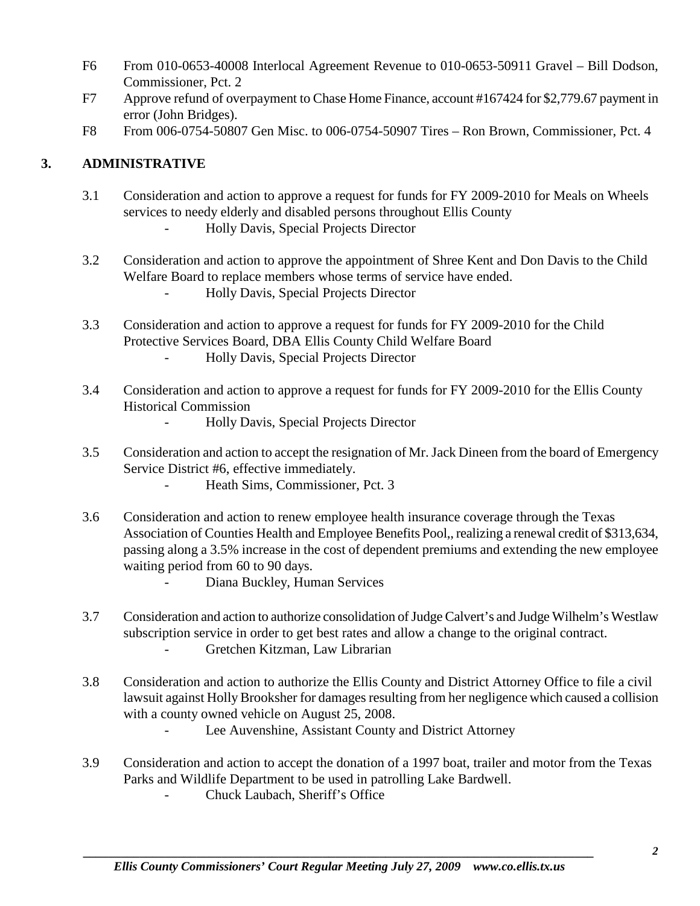- F6 From 010-0653-40008 Interlocal Agreement Revenue to 010-0653-50911 Gravel – Bill Dodson, Commissioner, Pct. 2
- F7 Approve refund of overpayment to Chase Home Finance, account #167424 for $2,779.67 payment in error (John Bridges).
- F8 From 006-0754-50807 Gen Misc. to 006-0754-50907 Tires – Ron Brown, Commissioner, Pct. 4

## 3. ADMINISTRATIVE

3.1 Consideration and action to approve a request for funds for FY 2009-2010 for Meals on Wheels services to needy elderly and disabled persons throughout Ellis County

- Holly Davis, Special Projects Director

3.2 Consideration and action to approve the appointment of Shree Kent and Don Davis to the Child Welfare Board to replace members whose terms of service have ended.

- Holly Davis, Special Projects Director

3.3 Consideration and action to approve a request for funds for FY 2009-2010 for the Child Protective Services Board, DBA Ellis County Child Welfare Board

- Holly Davis, Special Projects Director

3.4 Consideration and action to approve a request for funds for FY 2009-2010 for the Ellis County Historical Commission

- Holly Davis, Special Projects Director

3.5 Consideration and action to accept the resignation of Mr. Jack Dineen from the board of Emergency Service District #6, effective immediately.

- Heath Sims, Commissioner, Pct. 3

3.6 Consideration and action to renew employee health insurance coverage through the Texas Association of Counties Health and Employee Benefits Pool,, realizing a renewal credit of $313,634, passing along a 3.5% increase in the cost of dependent premiums and extending the new employee waiting period from 60 to 90 days.

- Diana Buckley, Human Services

3.7 Consideration and action to authorize consolidation of Judge Calvert's and Judge Wilhelm's Westlaw subscription service in order to get best rates and allow a change to the original contract.

- Gretchen Kitzman, Law Librarian

3.8 Consideration and action to authorize the Ellis County and District Attorney Office to file a civil lawsuit against Holly Brooksher for damages resulting from her negligence which caused a collision with a county owned vehicle on August 25, 2008.

- Lee Auvenshine, Assistant County and District Attorney

3.9 Consideration and action to accept the donation of a 1997 boat, trailer and motor from the Texas Parks and Wildlife Department to be used in patrolling Lake Bardwell.

- Chuck Laubach, Sheriff's Office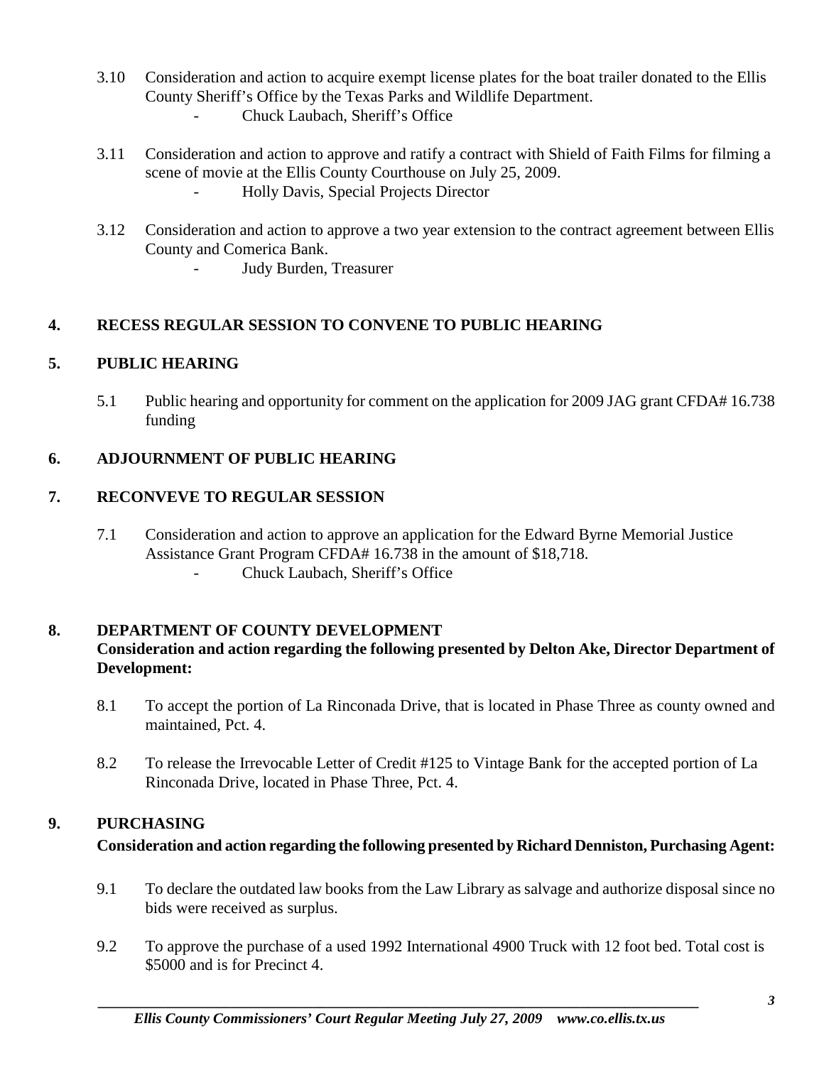3.10 Consideration and action to acquire exempt license plates for the boat trailer donated to the Ellis County Sheriff's Office by the Texas Parks and Wildlife Department.
- Chuck Laubach, Sheriff's Office

3.11 Consideration and action to approve and ratify a contract with Shield of Faith Films for filming a scene of movie at the Ellis County Courthouse on July 25, 2009.
- Holly Davis, Special Projects Director

3.12 Consideration and action to approve a two year extension to the contract agreement between Ellis County and Comerica Bank.
- Judy Burden, Treasurer

## 4. RECESS REGULAR SESSION TO CONVENE TO PUBLIC HEARING

## 5. PUBLIC HEARING

5.1 Public hearing and opportunity for comment on the application for 2009 JAG grant CFDA# 16.738 funding

## 6. ADJOURNMENT OF PUBLIC HEARING

## 7. RECONVEVE TO REGULAR SESSION

7.1 Consideration and action to approve an application for the Edward Byrne Memorial Justice Assistance Grant Program CFDA# 16.738 in the amount of $18,718.
- Chuck Laubach, Sheriff's Office

## 8. DEPARTMENT OF COUNTY DEVELOPMENT

**Consideration and action regarding the following presented by Delton Ake, Director Department of Development:**

8.1 To accept the portion of La Rinconada Drive, that is located in Phase Three as county owned and maintained, Pct. 4.

8.2 To release the Irrevocable Letter of Credit #125 to Vintage Bank for the accepted portion of La Rinconada Drive, located in Phase Three, Pct. 4.

## 9. PURCHASING

**Consideration and action regarding the following presented by Richard Denniston, Purchasing Agent:**

9.1 To declare the outdated law books from the Law Library as salvage and authorize disposal since no bids were received as surplus.

9.2 To approve the purchase of a used 1992 International 4900 Truck with 12 foot bed. Total cost is $5000 and is for Precinct 4.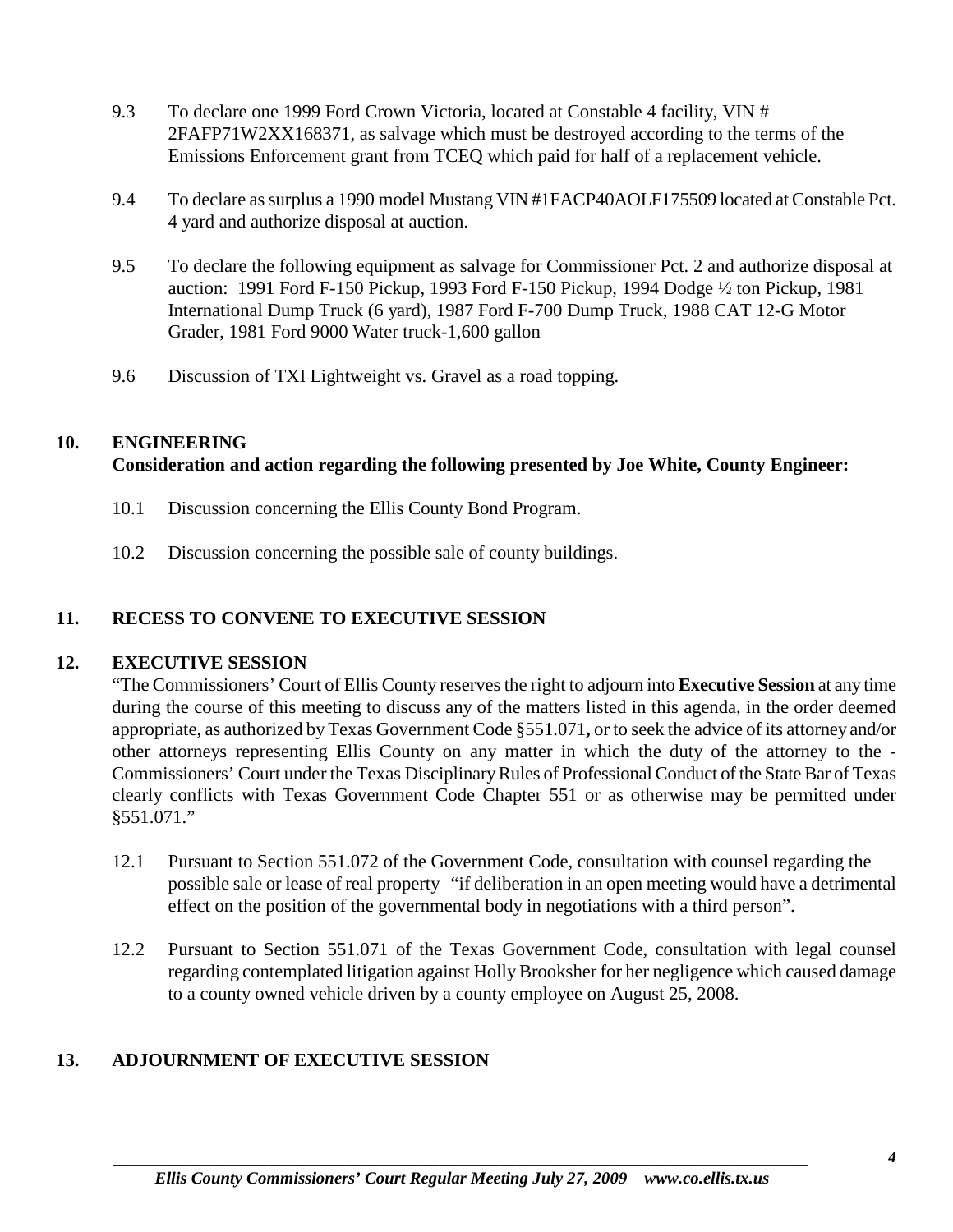9.3 To declare one 1999 Ford Crown Victoria, located at Constable 4 facility, VIN # 2FAFP71W2XX168371, as salvage which must be destroyed according to the terms of the Emissions Enforcement grant from TCEQ which paid for half of a replacement vehicle.

9.4 To declare as surplus a 1990 model Mustang VIN #1FACP40AOLF175509 located at Constable Pct. 4 yard and authorize disposal at auction.

9.5 To declare the following equipment as salvage for Commissioner Pct. 2 and authorize disposal at auction: 1991 Ford F-150 Pickup, 1993 Ford F-150 Pickup, 1994 Dodge ½ ton Pickup, 1981 International Dump Truck (6 yard), 1987 Ford F-700 Dump Truck, 1988 CAT 12-G Motor Grader, 1981 Ford 9000 Water truck-1,600 gallon

9.6 Discussion of TXI Lightweight vs. Gravel as a road topping.

## 10. ENGINEERING

**Consideration and action regarding the following presented by Joe White, County Engineer:**

10.1 Discussion concerning the Ellis County Bond Program.

10.2 Discussion concerning the possible sale of county buildings.

## 11. RECESS TO CONVENE TO EXECUTIVE SESSION

## 12. EXECUTIVE SESSION

"The Commissioners' Court of Ellis County reserves the right to adjourn into **Executive Session** at any time during the course of this meeting to discuss any of the matters listed in this agenda, in the order deemed appropriate, as authorized by Texas Government Code §551.071**,** or to seek the advice of its attorney and/or other attorneys representing Ellis County on any matter in which the duty of the attorney to the - Commissioners' Court under the Texas Disciplinary Rules of Professional Conduct of the State Bar of Texas clearly conflicts with Texas Government Code Chapter 551 or as otherwise may be permitted under §551.071."

12.1 Pursuant to Section 551.072 of the Government Code, consultation with counsel regarding the possible sale or lease of real property "if deliberation in an open meeting would have a detrimental effect on the position of the governmental body in negotiations with a third person".

12.2 Pursuant to Section 551.071 of the Texas Government Code, consultation with legal counsel regarding contemplated litigation against Holly Brooksher for her negligence which caused damage to a county owned vehicle driven by a county employee on August 25, 2008.

## 13. ADJOURNMENT OF EXECUTIVE SESSION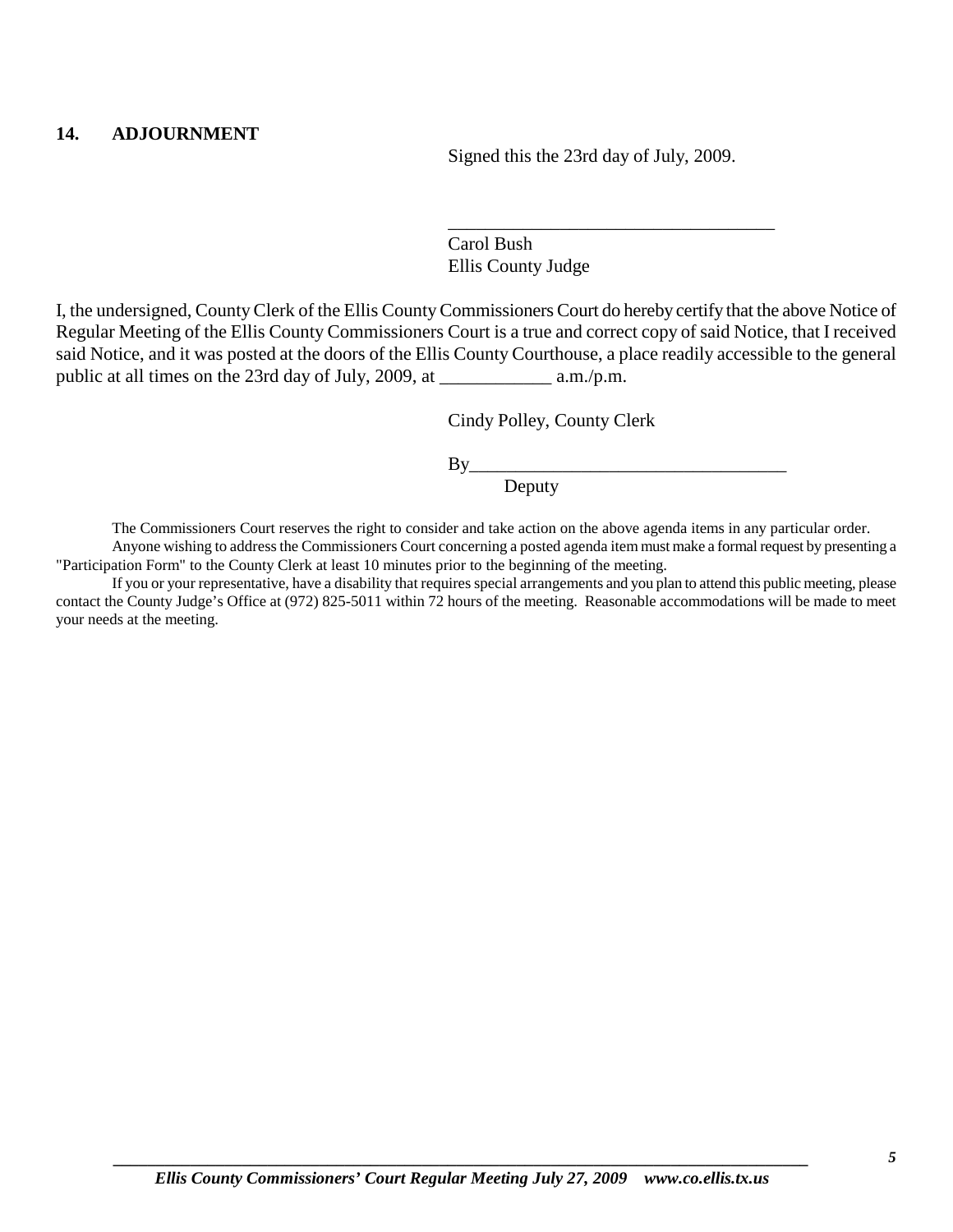**14. ADJOURNMENT**

Signed this the 23rd day of July, 2009.

\_\_\_\_\_\_\_\_\_\_\_\_\_\_\_\_\_\_\_\_\_\_\_\_\_\_\_\_\_\_\_\_\_\_\_\_

Carol Bush
Ellis County Judge

I, the undersigned, County Clerk of the Ellis County Commissioners Court do hereby certify that the above Notice of Regular Meeting of the Ellis County Commissioners Court is a true and correct copy of said Notice, that I received said Notice, and it was posted at the doors of the Ellis County Courthouse, a place readily accessible to the general public at all times on the 23rd day of July, 2009, at \_\_\_\_\_\_\_\_\_\_\_\_ a.m./p.m.

Cindy Polley, County Clerk

By\_\_\_\_\_\_\_\_\_\_\_\_\_\_\_\_\_\_\_\_\_\_\_\_\_\_\_\_\_\_\_\_\_\_
Deputy

The Commissioners Court reserves the right to consider and take action on the above agenda items in any particular order.

Anyone wishing to address the Commissioners Court concerning a posted agenda item must make a formal request by presenting a "Participation Form" to the County Clerk at least 10 minutes prior to the beginning of the meeting.

If you or your representative, have a disability that requires special arrangements and you plan to attend this public meeting, please contact the County Judge's Office at (972) 825-5011 within 72 hours of the meeting. Reasonable accommodations will be made to meet your needs at the meeting.